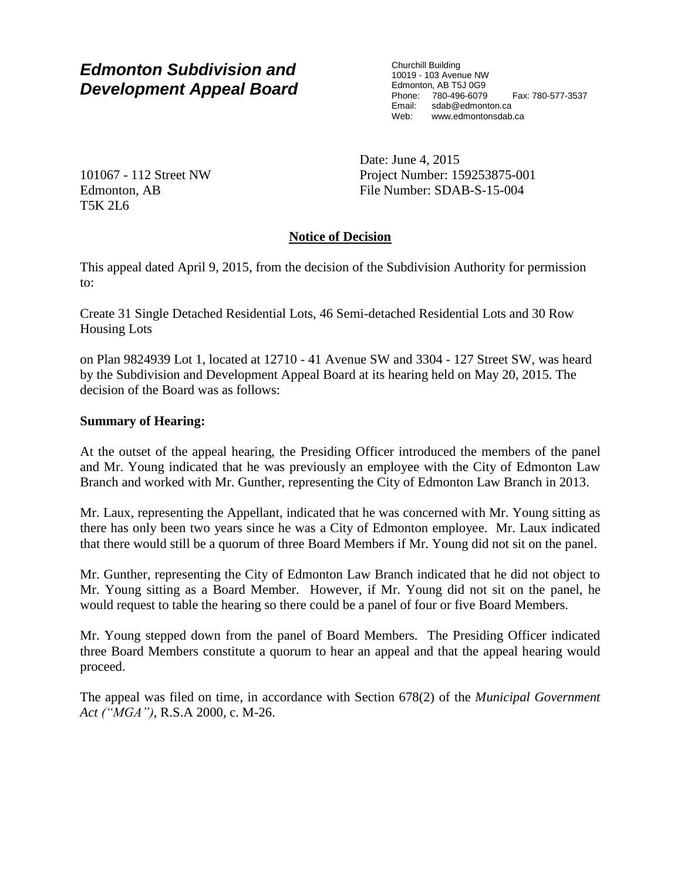# *Edmonton Subdivision and Development Appeal Board*

Churchill Building
10019 - 103 Avenue NW
Edmonton, AB T5J 0G9
Phone: 780-496-6079 Fax: 780-577-3537
Email: sdab@edmonton.ca
Web: www.edmontonsdab.ca

101067 - 112 Street NW
Edmonton, AB
T5K 2L6

Date: June 4, 2015
Project Number: 159253875-001
File Number: SDAB-S-15-004

## **Notice of Decision**

This appeal dated April 9, 2015, from the decision of the Subdivision Authority for permission to:

Create 31 Single Detached Residential Lots, 46 Semi-detached Residential Lots and 30 Row Housing Lots

on Plan 9824939 Lot 1, located at 12710 - 41 Avenue SW and 3304 - 127 Street SW, was heard by the Subdivision and Development Appeal Board at its hearing held on May 20, 2015. The decision of the Board was as follows:

**Summary of Hearing:**

At the outset of the appeal hearing, the Presiding Officer introduced the members of the panel and Mr. Young indicated that he was previously an employee with the City of Edmonton Law Branch and worked with Mr. Gunther, representing the City of Edmonton Law Branch in 2013.

Mr. Laux, representing the Appellant, indicated that he was concerned with Mr. Young sitting as there has only been two years since he was a City of Edmonton employee. Mr. Laux indicated that there would still be a quorum of three Board Members if Mr. Young did not sit on the panel.

Mr. Gunther, representing the City of Edmonton Law Branch indicated that he did not object to Mr. Young sitting as a Board Member. However, if Mr. Young did not sit on the panel, he would request to table the hearing so there could be a panel of four or five Board Members.

Mr. Young stepped down from the panel of Board Members. The Presiding Officer indicated three Board Members constitute a quorum to hear an appeal and that the appeal hearing would proceed.

The appeal was filed on time, in accordance with Section 678(2) of the *Municipal Government Act ("MGA")*, R.S.A 2000, c. M-26.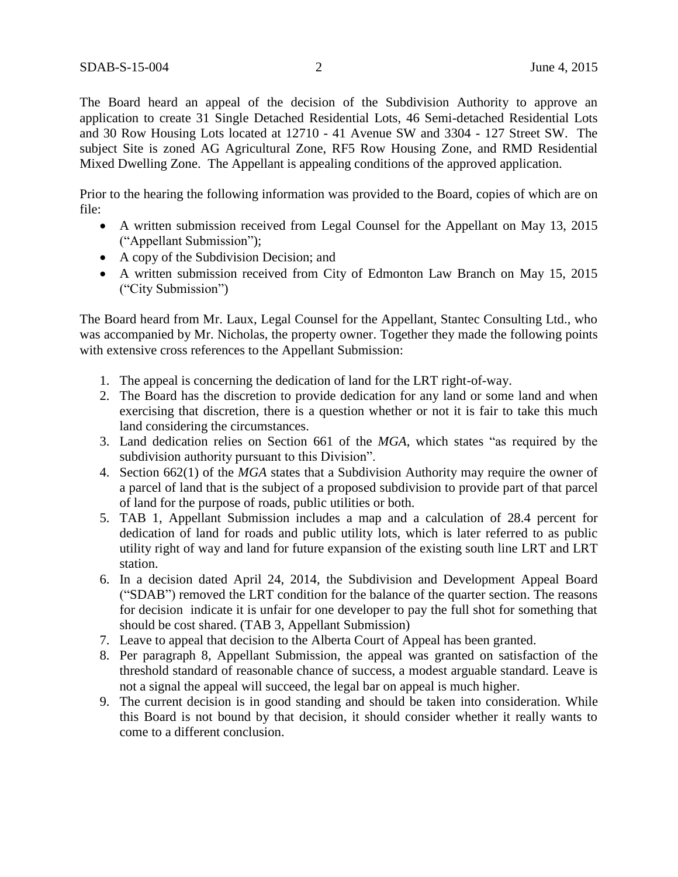The Board heard an appeal of the decision of the Subdivision Authority to approve an application to create 31 Single Detached Residential Lots, 46 Semi-detached Residential Lots and 30 Row Housing Lots located at 12710 - 41 Avenue SW and 3304 - 127 Street SW. The subject Site is zoned AG Agricultural Zone, RF5 Row Housing Zone, and RMD Residential Mixed Dwelling Zone. The Appellant is appealing conditions of the approved application.

Prior to the hearing the following information was provided to the Board, copies of which are on file:

- A written submission received from Legal Counsel for the Appellant on May 13, 2015 ("Appellant Submission");
- A copy of the Subdivision Decision; and
- A written submission received from City of Edmonton Law Branch on May 15, 2015 ("City Submission")

The Board heard from Mr. Laux, Legal Counsel for the Appellant, Stantec Consulting Ltd., who was accompanied by Mr. Nicholas, the property owner. Together they made the following points with extensive cross references to the Appellant Submission:

1. The appeal is concerning the dedication of land for the LRT right-of-way.
2. The Board has the discretion to provide dedication for any land or some land and when exercising that discretion, there is a question whether or not it is fair to take this much land considering the circumstances.
3. Land dedication relies on Section 661 of the *MGA*, which states "as required by the subdivision authority pursuant to this Division".
4. Section 662(1) of the *MGA* states that a Subdivision Authority may require the owner of a parcel of land that is the subject of a proposed subdivision to provide part of that parcel of land for the purpose of roads, public utilities or both.
5. TAB 1, Appellant Submission includes a map and a calculation of 28.4 percent for dedication of land for roads and public utility lots, which is later referred to as public utility right of way and land for future expansion of the existing south line LRT and LRT station.
6. In a decision dated April 24, 2014, the Subdivision and Development Appeal Board ("SDAB") removed the LRT condition for the balance of the quarter section. The reasons for decision indicate it is unfair for one developer to pay the full shot for something that should be cost shared. (TAB 3, Appellant Submission)
7. Leave to appeal that decision to the Alberta Court of Appeal has been granted.
8. Per paragraph 8, Appellant Submission, the appeal was granted on satisfaction of the threshold standard of reasonable chance of success, a modest arguable standard. Leave is not a signal the appeal will succeed, the legal bar on appeal is much higher.
9. The current decision is in good standing and should be taken into consideration. While this Board is not bound by that decision, it should consider whether it really wants to come to a different conclusion.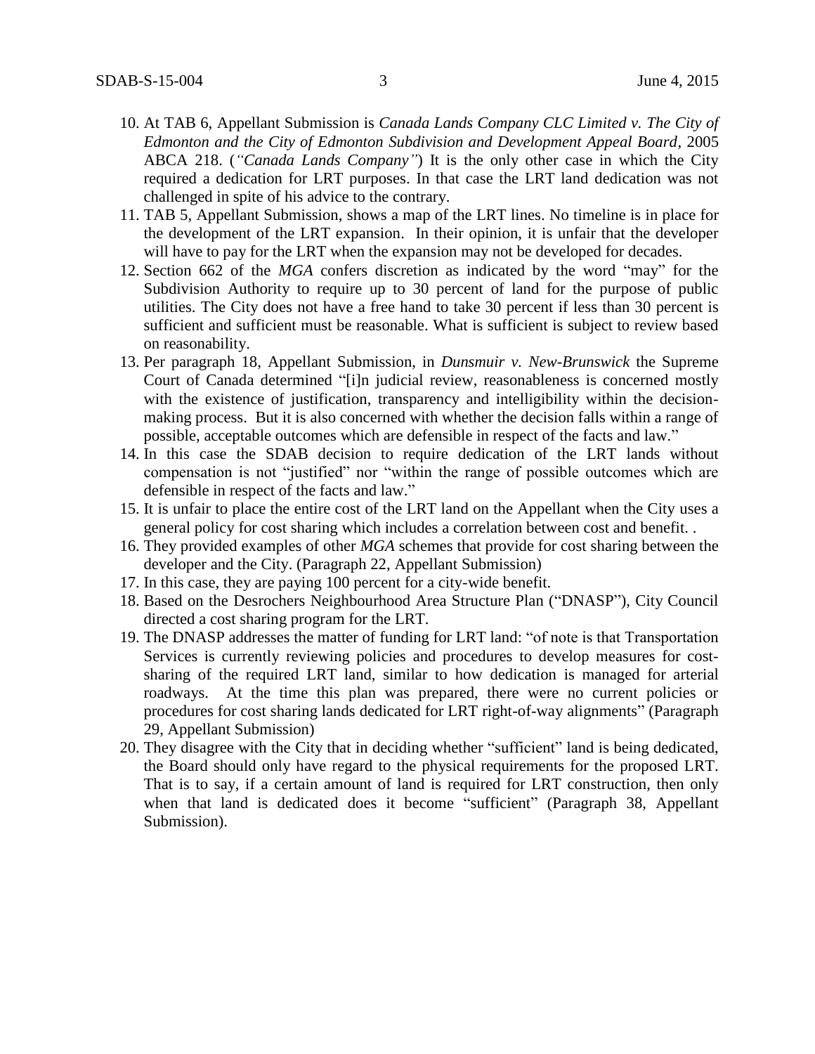10. At TAB 6, Appellant Submission is *Canada Lands Company CLC Limited v. The City of Edmonton and the City of Edmonton Subdivision and Development Appeal Board*, 2005 ABCA 218. (*"Canada Lands Company"*) It is the only other case in which the City required a dedication for LRT purposes. In that case the LRT land dedication was not challenged in spite of his advice to the contrary.
11. TAB 5, Appellant Submission, shows a map of the LRT lines. No timeline is in place for the development of the LRT expansion. In their opinion, it is unfair that the developer will have to pay for the LRT when the expansion may not be developed for decades.
12. Section 662 of the *MGA* confers discretion as indicated by the word "may" for the Subdivision Authority to require up to 30 percent of land for the purpose of public utilities. The City does not have a free hand to take 30 percent if less than 30 percent is sufficient and sufficient must be reasonable. What is sufficient is subject to review based on reasonability.
13. Per paragraph 18, Appellant Submission, in *Dunsmuir v. New-Brunswick* the Supreme Court of Canada determined "[i]n judicial review, reasonableness is concerned mostly with the existence of justification, transparency and intelligibility within the decision-making process. But it is also concerned with whether the decision falls within a range of possible, acceptable outcomes which are defensible in respect of the facts and law."
14. In this case the SDAB decision to require dedication of the LRT lands without compensation is not "justified" nor "within the range of possible outcomes which are defensible in respect of the facts and law."
15. It is unfair to place the entire cost of the LRT land on the Appellant when the City uses a general policy for cost sharing which includes a correlation between cost and benefit. .
16. They provided examples of other *MGA* schemes that provide for cost sharing between the developer and the City. (Paragraph 22, Appellant Submission)
17. In this case, they are paying 100 percent for a city-wide benefit.
18. Based on the Desrochers Neighbourhood Area Structure Plan ("DNASP"), City Council directed a cost sharing program for the LRT.
19. The DNASP addresses the matter of funding for LRT land: "of note is that Transportation Services is currently reviewing policies and procedures to develop measures for cost-sharing of the required LRT land, similar to how dedication is managed for arterial roadways. At the time this plan was prepared, there were no current policies or procedures for cost sharing lands dedicated for LRT right-of-way alignments" (Paragraph 29, Appellant Submission)
20. They disagree with the City that in deciding whether "sufficient" land is being dedicated, the Board should only have regard to the physical requirements for the proposed LRT. That is to say, if a certain amount of land is required for LRT construction, then only when that land is dedicated does it become "sufficient" (Paragraph 38, Appellant Submission).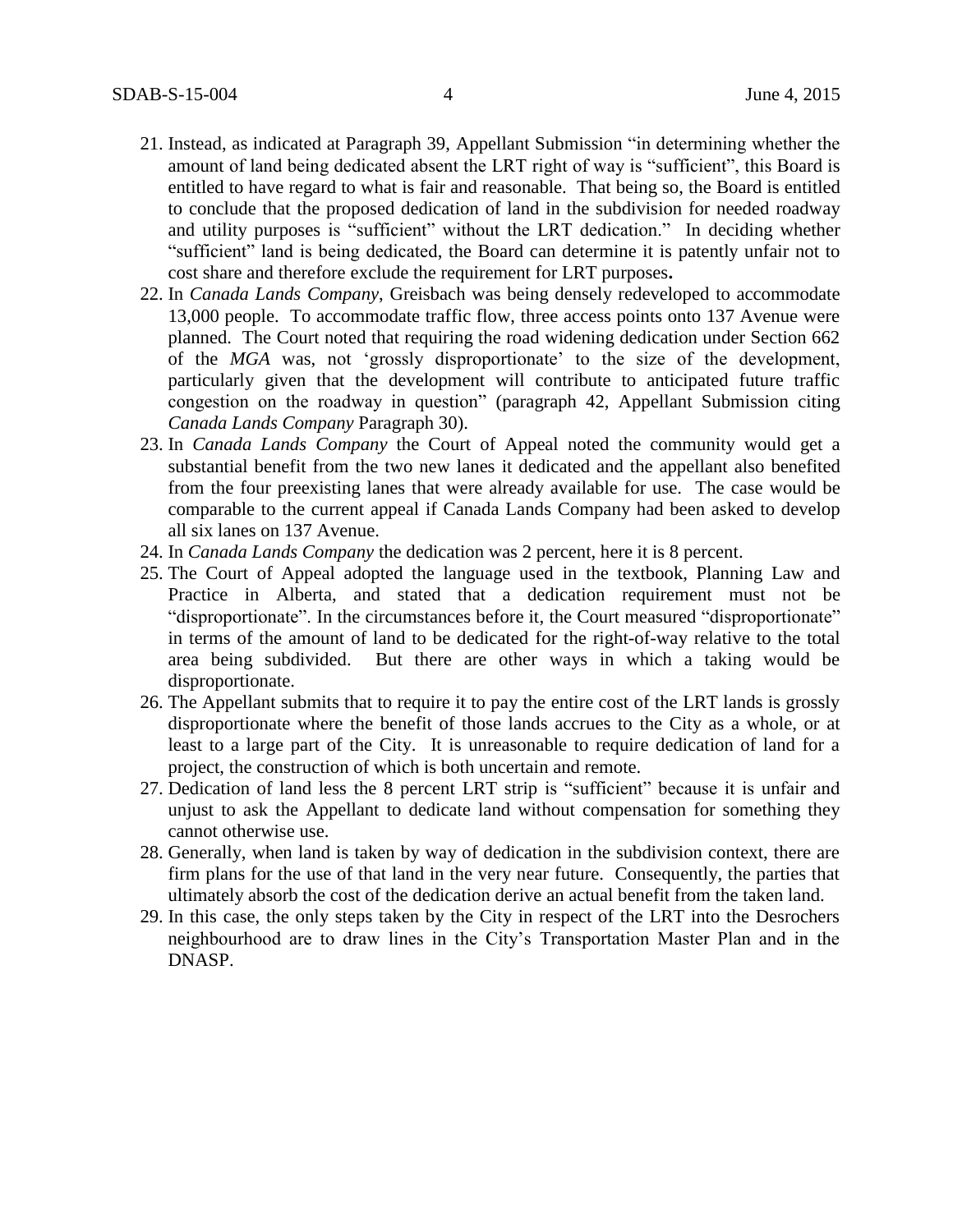21. Instead, as indicated at Paragraph 39, Appellant Submission "in determining whether the amount of land being dedicated absent the LRT right of way is "sufficient", this Board is entitled to have regard to what is fair and reasonable. That being so, the Board is entitled to conclude that the proposed dedication of land in the subdivision for needed roadway and utility purposes is "sufficient" without the LRT dedication." In deciding whether "sufficient" land is being dedicated, the Board can determine it is patently unfair not to cost share and therefore exclude the requirement for LRT purposes**.**
22. In *Canada Lands Company*, Greisbach was being densely redeveloped to accommodate 13,000 people. To accommodate traffic flow, three access points onto 137 Avenue were planned. The Court noted that requiring the road widening dedication under Section 662 of the *MGA* was, not 'grossly disproportionate' to the size of the development, particularly given that the development will contribute to anticipated future traffic congestion on the roadway in question" (paragraph 42, Appellant Submission citing *Canada Lands Company* Paragraph 30).
23. In *Canada Lands Company* the Court of Appeal noted the community would get a substantial benefit from the two new lanes it dedicated and the appellant also benefited from the four preexisting lanes that were already available for use. The case would be comparable to the current appeal if Canada Lands Company had been asked to develop all six lanes on 137 Avenue.
24. In *Canada Lands Company* the dedication was 2 percent, here it is 8 percent.
25. The Court of Appeal adopted the language used in the textbook, Planning Law and Practice in Alberta, and stated that a dedication requirement must not be "disproportionate". In the circumstances before it, the Court measured "disproportionate" in terms of the amount of land to be dedicated for the right-of-way relative to the total area being subdivided. But there are other ways in which a taking would be disproportionate.
26. The Appellant submits that to require it to pay the entire cost of the LRT lands is grossly disproportionate where the benefit of those lands accrues to the City as a whole, or at least to a large part of the City. It is unreasonable to require dedication of land for a project, the construction of which is both uncertain and remote.
27. Dedication of land less the 8 percent LRT strip is "sufficient" because it is unfair and unjust to ask the Appellant to dedicate land without compensation for something they cannot otherwise use.
28. Generally, when land is taken by way of dedication in the subdivision context, there are firm plans for the use of that land in the very near future. Consequently, the parties that ultimately absorb the cost of the dedication derive an actual benefit from the taken land.
29. In this case, the only steps taken by the City in respect of the LRT into the Desrochers neighbourhood are to draw lines in the City's Transportation Master Plan and in the DNASP.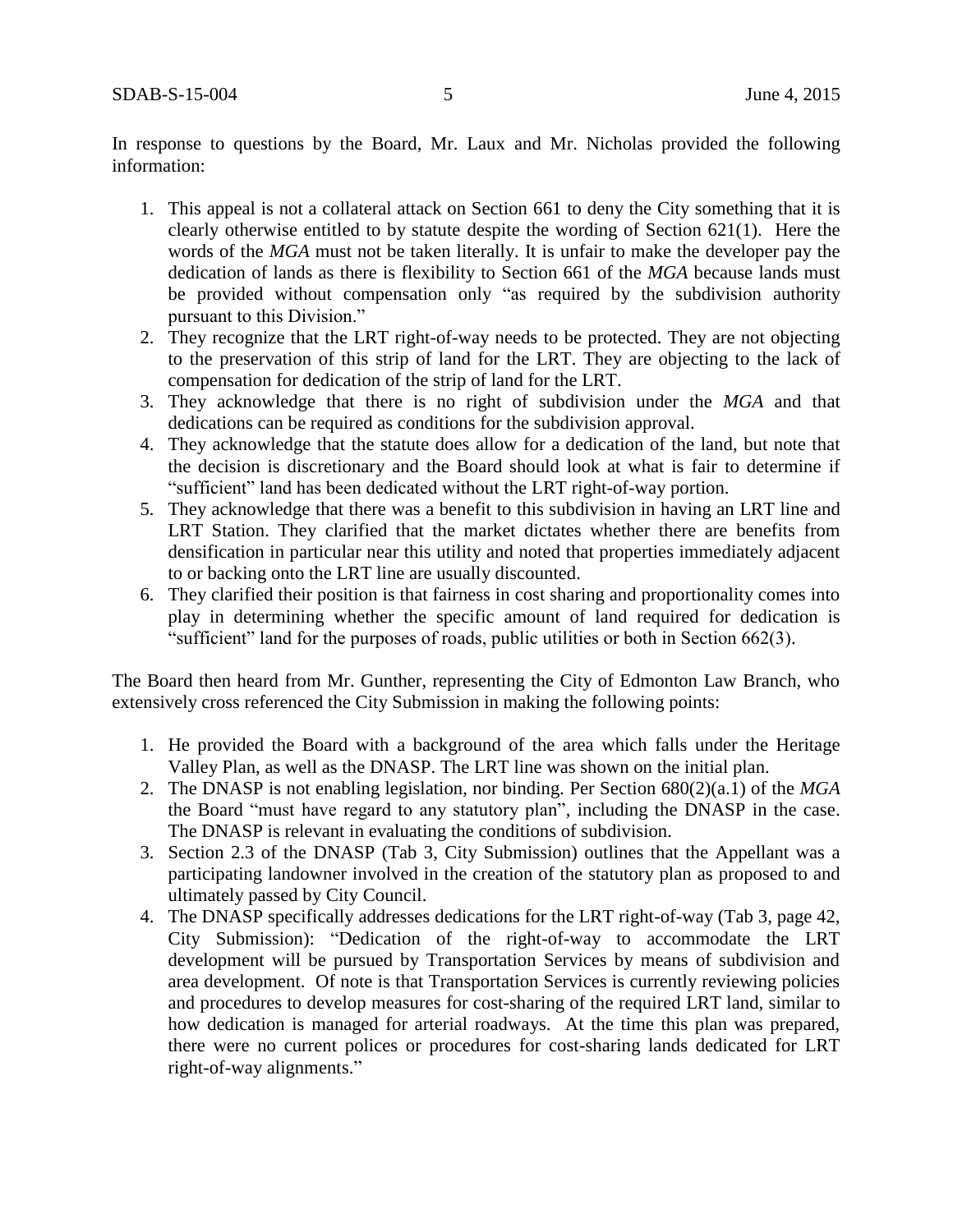In response to questions by the Board, Mr. Laux and Mr. Nicholas provided the following information:

1. This appeal is not a collateral attack on Section 661 to deny the City something that it is clearly otherwise entitled to by statute despite the wording of Section 621(1). Here the words of the *MGA* must not be taken literally. It is unfair to make the developer pay the dedication of lands as there is flexibility to Section 661 of the *MGA* because lands must be provided without compensation only "as required by the subdivision authority pursuant to this Division."
2. They recognize that the LRT right-of-way needs to be protected. They are not objecting to the preservation of this strip of land for the LRT. They are objecting to the lack of compensation for dedication of the strip of land for the LRT.
3. They acknowledge that there is no right of subdivision under the *MGA* and that dedications can be required as conditions for the subdivision approval.
4. They acknowledge that the statute does allow for a dedication of the land, but note that the decision is discretionary and the Board should look at what is fair to determine if "sufficient" land has been dedicated without the LRT right-of-way portion.
5. They acknowledge that there was a benefit to this subdivision in having an LRT line and LRT Station. They clarified that the market dictates whether there are benefits from densification in particular near this utility and noted that properties immediately adjacent to or backing onto the LRT line are usually discounted.
6. They clarified their position is that fairness in cost sharing and proportionality comes into play in determining whether the specific amount of land required for dedication is "sufficient" land for the purposes of roads, public utilities or both in Section 662(3).

The Board then heard from Mr. Gunther, representing the City of Edmonton Law Branch, who extensively cross referenced the City Submission in making the following points:

1. He provided the Board with a background of the area which falls under the Heritage Valley Plan, as well as the DNASP. The LRT line was shown on the initial plan.
2. The DNASP is not enabling legislation, nor binding. Per Section 680(2)(a.1) of the *MGA* the Board "must have regard to any statutory plan", including the DNASP in the case. The DNASP is relevant in evaluating the conditions of subdivision.
3. Section 2.3 of the DNASP (Tab 3, City Submission) outlines that the Appellant was a participating landowner involved in the creation of the statutory plan as proposed to and ultimately passed by City Council.
4. The DNASP specifically addresses dedications for the LRT right-of-way (Tab 3, page 42, City Submission): "Dedication of the right-of-way to accommodate the LRT development will be pursued by Transportation Services by means of subdivision and area development. Of note is that Transportation Services is currently reviewing policies and procedures to develop measures for cost-sharing of the required LRT land, similar to how dedication is managed for arterial roadways. At the time this plan was prepared, there were no current polices or procedures for cost-sharing lands dedicated for LRT right-of-way alignments."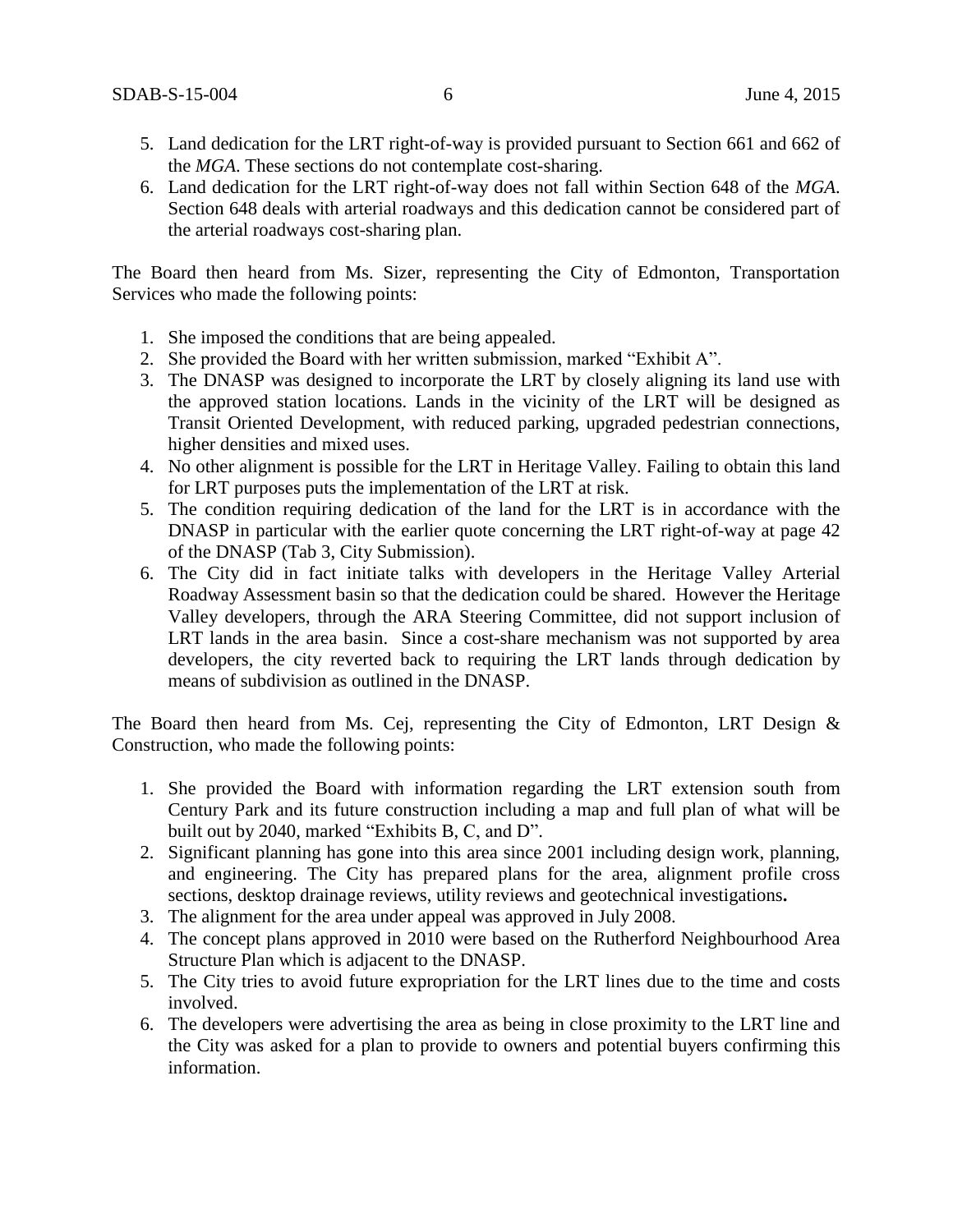5. Land dedication for the LRT right-of-way is provided pursuant to Section 661 and 662 of the *MGA*. These sections do not contemplate cost-sharing.
6. Land dedication for the LRT right-of-way does not fall within Section 648 of the *MGA*. Section 648 deals with arterial roadways and this dedication cannot be considered part of the arterial roadways cost-sharing plan.

The Board then heard from Ms. Sizer, representing the City of Edmonton, Transportation Services who made the following points:

1. She imposed the conditions that are being appealed.
2. She provided the Board with her written submission, marked "Exhibit A".
3. The DNASP was designed to incorporate the LRT by closely aligning its land use with the approved station locations. Lands in the vicinity of the LRT will be designed as Transit Oriented Development, with reduced parking, upgraded pedestrian connections, higher densities and mixed uses.
4. No other alignment is possible for the LRT in Heritage Valley. Failing to obtain this land for LRT purposes puts the implementation of the LRT at risk.
5. The condition requiring dedication of the land for the LRT is in accordance with the DNASP in particular with the earlier quote concerning the LRT right-of-way at page 42 of the DNASP (Tab 3, City Submission).
6. The City did in fact initiate talks with developers in the Heritage Valley Arterial Roadway Assessment basin so that the dedication could be shared. However the Heritage Valley developers, through the ARA Steering Committee, did not support inclusion of LRT lands in the area basin. Since a cost-share mechanism was not supported by area developers, the city reverted back to requiring the LRT lands through dedication by means of subdivision as outlined in the DNASP.

The Board then heard from Ms. Cej, representing the City of Edmonton, LRT Design & Construction, who made the following points:

1. She provided the Board with information regarding the LRT extension south from Century Park and its future construction including a map and full plan of what will be built out by 2040, marked "Exhibits B, C, and D".
2. Significant planning has gone into this area since 2001 including design work, planning, and engineering. The City has prepared plans for the area, alignment profile cross sections, desktop drainage reviews, utility reviews and geotechnical investigations**.**
3. The alignment for the area under appeal was approved in July 2008.
4. The concept plans approved in 2010 were based on the Rutherford Neighbourhood Area Structure Plan which is adjacent to the DNASP.
5. The City tries to avoid future expropriation for the LRT lines due to the time and costs involved.
6. The developers were advertising the area as being in close proximity to the LRT line and the City was asked for a plan to provide to owners and potential buyers confirming this information.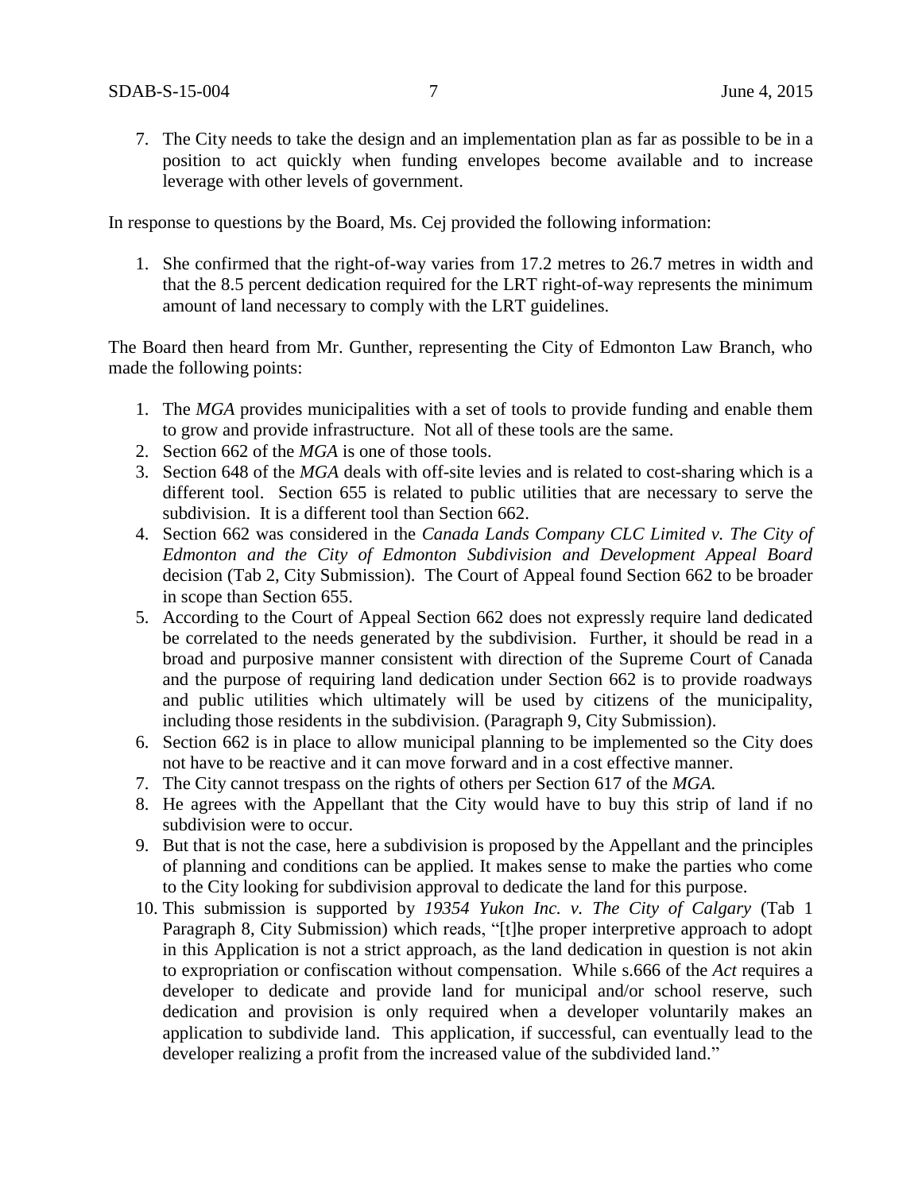7. The City needs to take the design and an implementation plan as far as possible to be in a position to act quickly when funding envelopes become available and to increase leverage with other levels of government.

In response to questions by the Board, Ms. Cej provided the following information:

1. She confirmed that the right-of-way varies from 17.2 metres to 26.7 metres in width and that the 8.5 percent dedication required for the LRT right-of-way represents the minimum amount of land necessary to comply with the LRT guidelines.

The Board then heard from Mr. Gunther, representing the City of Edmonton Law Branch, who made the following points:

1. The *MGA* provides municipalities with a set of tools to provide funding and enable them to grow and provide infrastructure. Not all of these tools are the same.
2. Section 662 of the *MGA* is one of those tools.
3. Section 648 of the *MGA* deals with off-site levies and is related to cost-sharing which is a different tool. Section 655 is related to public utilities that are necessary to serve the subdivision. It is a different tool than Section 662.
4. Section 662 was considered in the *Canada Lands Company CLC Limited v. The City of Edmonton and the City of Edmonton Subdivision and Development Appeal Board* decision (Tab 2, City Submission). The Court of Appeal found Section 662 to be broader in scope than Section 655.
5. According to the Court of Appeal Section 662 does not expressly require land dedicated be correlated to the needs generated by the subdivision. Further, it should be read in a broad and purposive manner consistent with direction of the Supreme Court of Canada and the purpose of requiring land dedication under Section 662 is to provide roadways and public utilities which ultimately will be used by citizens of the municipality, including those residents in the subdivision. (Paragraph 9, City Submission).
6. Section 662 is in place to allow municipal planning to be implemented so the City does not have to be reactive and it can move forward and in a cost effective manner.
7. The City cannot trespass on the rights of others per Section 617 of the *MGA.*
8. He agrees with the Appellant that the City would have to buy this strip of land if no subdivision were to occur.
9. But that is not the case, here a subdivision is proposed by the Appellant and the principles of planning and conditions can be applied. It makes sense to make the parties who come to the City looking for subdivision approval to dedicate the land for this purpose.
10. This submission is supported by *19354 Yukon Inc. v. The City of Calgary* (Tab 1 Paragraph 8, City Submission) which reads, "[t]he proper interpretive approach to adopt in this Application is not a strict approach, as the land dedication in question is not akin to expropriation or confiscation without compensation. While s.666 of the *Act* requires a developer to dedicate and provide land for municipal and/or school reserve, such dedication and provision is only required when a developer voluntarily makes an application to subdivide land. This application, if successful, can eventually lead to the developer realizing a profit from the increased value of the subdivided land."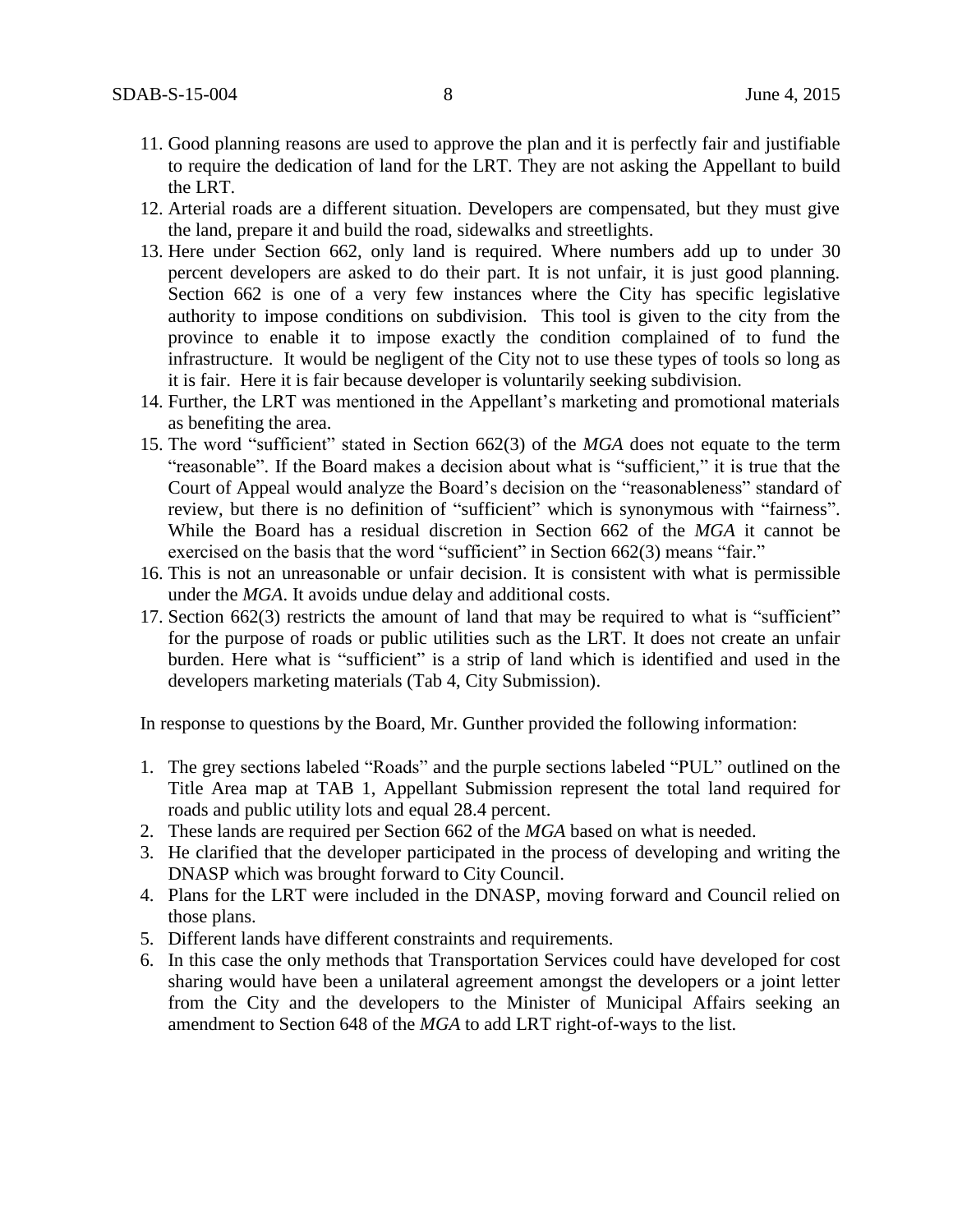11. Good planning reasons are used to approve the plan and it is perfectly fair and justifiable to require the dedication of land for the LRT. They are not asking the Appellant to build the LRT.
12. Arterial roads are a different situation. Developers are compensated, but they must give the land, prepare it and build the road, sidewalks and streetlights.
13. Here under Section 662, only land is required. Where numbers add up to under 30 percent developers are asked to do their part. It is not unfair, it is just good planning. Section 662 is one of a very few instances where the City has specific legislative authority to impose conditions on subdivision. This tool is given to the city from the province to enable it to impose exactly the condition complained of to fund the infrastructure. It would be negligent of the City not to use these types of tools so long as it is fair. Here it is fair because developer is voluntarily seeking subdivision.
14. Further, the LRT was mentioned in the Appellant's marketing and promotional materials as benefiting the area.
15. The word "sufficient" stated in Section 662(3) of the *MGA* does not equate to the term "reasonable". If the Board makes a decision about what is "sufficient," it is true that the Court of Appeal would analyze the Board's decision on the "reasonableness" standard of review, but there is no definition of "sufficient" which is synonymous with "fairness". While the Board has a residual discretion in Section 662 of the *MGA* it cannot be exercised on the basis that the word "sufficient" in Section 662(3) means "fair."
16. This is not an unreasonable or unfair decision. It is consistent with what is permissible under the *MGA*. It avoids undue delay and additional costs.
17. Section 662(3) restricts the amount of land that may be required to what is "sufficient" for the purpose of roads or public utilities such as the LRT. It does not create an unfair burden. Here what is "sufficient" is a strip of land which is identified and used in the developers marketing materials (Tab 4, City Submission).

In response to questions by the Board, Mr. Gunther provided the following information:

1. The grey sections labeled "Roads" and the purple sections labeled "PUL" outlined on the Title Area map at TAB 1, Appellant Submission represent the total land required for roads and public utility lots and equal 28.4 percent.
2. These lands are required per Section 662 of the *MGA* based on what is needed.
3. He clarified that the developer participated in the process of developing and writing the DNASP which was brought forward to City Council.
4. Plans for the LRT were included in the DNASP, moving forward and Council relied on those plans.
5. Different lands have different constraints and requirements.
6. In this case the only methods that Transportation Services could have developed for cost sharing would have been a unilateral agreement amongst the developers or a joint letter from the City and the developers to the Minister of Municipal Affairs seeking an amendment to Section 648 of the *MGA* to add LRT right-of-ways to the list.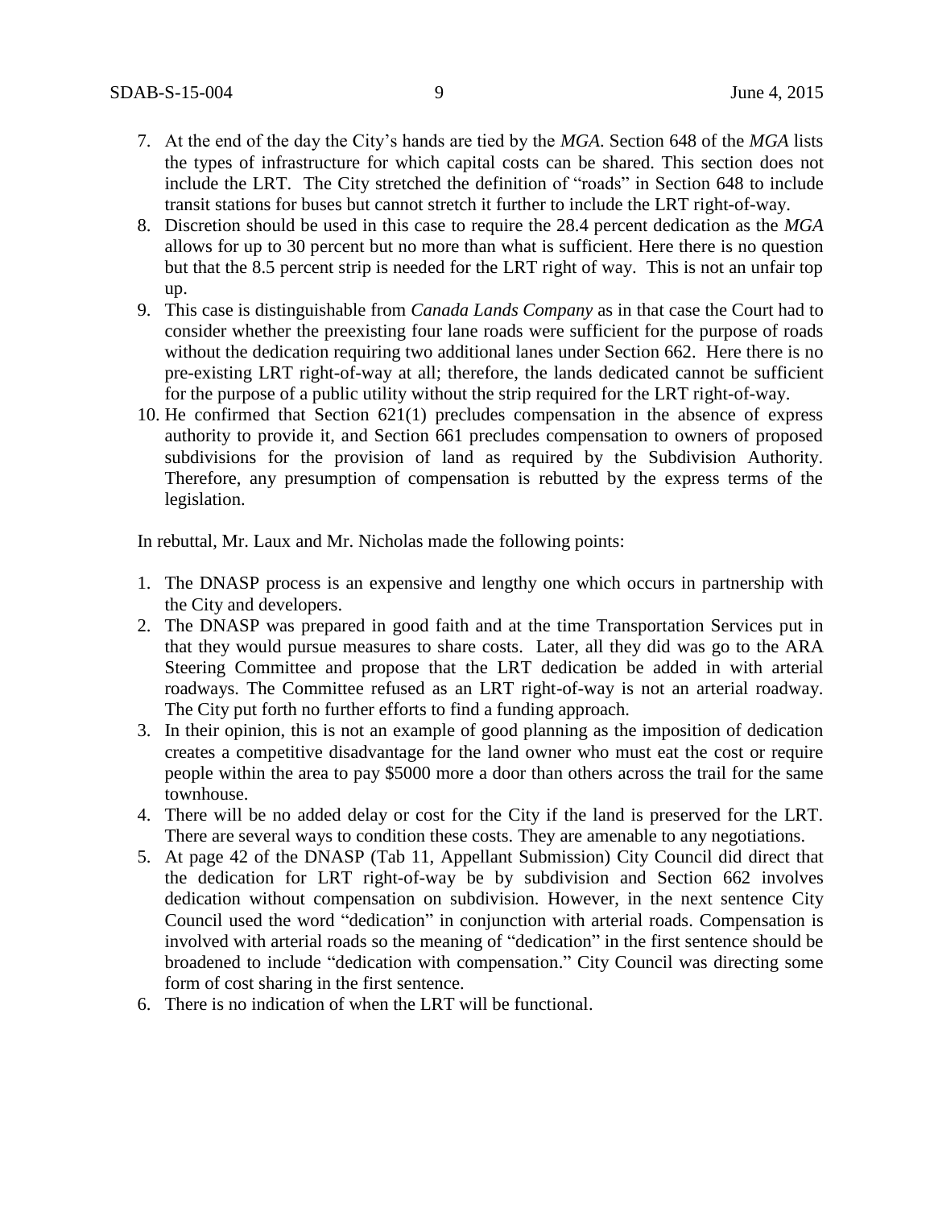7. At the end of the day the City's hands are tied by the *MGA*. Section 648 of the *MGA* lists the types of infrastructure for which capital costs can be shared. This section does not include the LRT. The City stretched the definition of "roads" in Section 648 to include transit stations for buses but cannot stretch it further to include the LRT right-of-way.
8. Discretion should be used in this case to require the 28.4 percent dedication as the *MGA* allows for up to 30 percent but no more than what is sufficient. Here there is no question but that the 8.5 percent strip is needed for the LRT right of way. This is not an unfair top up.
9. This case is distinguishable from *Canada Lands Company* as in that case the Court had to consider whether the preexisting four lane roads were sufficient for the purpose of roads without the dedication requiring two additional lanes under Section 662. Here there is no pre-existing LRT right-of-way at all; therefore, the lands dedicated cannot be sufficient for the purpose of a public utility without the strip required for the LRT right-of-way.
10. He confirmed that Section 621(1) precludes compensation in the absence of express authority to provide it, and Section 661 precludes compensation to owners of proposed subdivisions for the provision of land as required by the Subdivision Authority. Therefore, any presumption of compensation is rebutted by the express terms of the legislation.

In rebuttal, Mr. Laux and Mr. Nicholas made the following points:

1. The DNASP process is an expensive and lengthy one which occurs in partnership with the City and developers.
2. The DNASP was prepared in good faith and at the time Transportation Services put in that they would pursue measures to share costs. Later, all they did was go to the ARA Steering Committee and propose that the LRT dedication be added in with arterial roadways. The Committee refused as an LRT right-of-way is not an arterial roadway. The City put forth no further efforts to find a funding approach.
3. In their opinion, this is not an example of good planning as the imposition of dedication creates a competitive disadvantage for the land owner who must eat the cost or require people within the area to pay $5000 more a door than others across the trail for the same townhouse.
4. There will be no added delay or cost for the City if the land is preserved for the LRT. There are several ways to condition these costs. They are amenable to any negotiations.
5. At page 42 of the DNASP (Tab 11, Appellant Submission) City Council did direct that the dedication for LRT right-of-way be by subdivision and Section 662 involves dedication without compensation on subdivision. However, in the next sentence City Council used the word "dedication" in conjunction with arterial roads. Compensation is involved with arterial roads so the meaning of "dedication" in the first sentence should be broadened to include "dedication with compensation." City Council was directing some form of cost sharing in the first sentence.
6. There is no indication of when the LRT will be functional.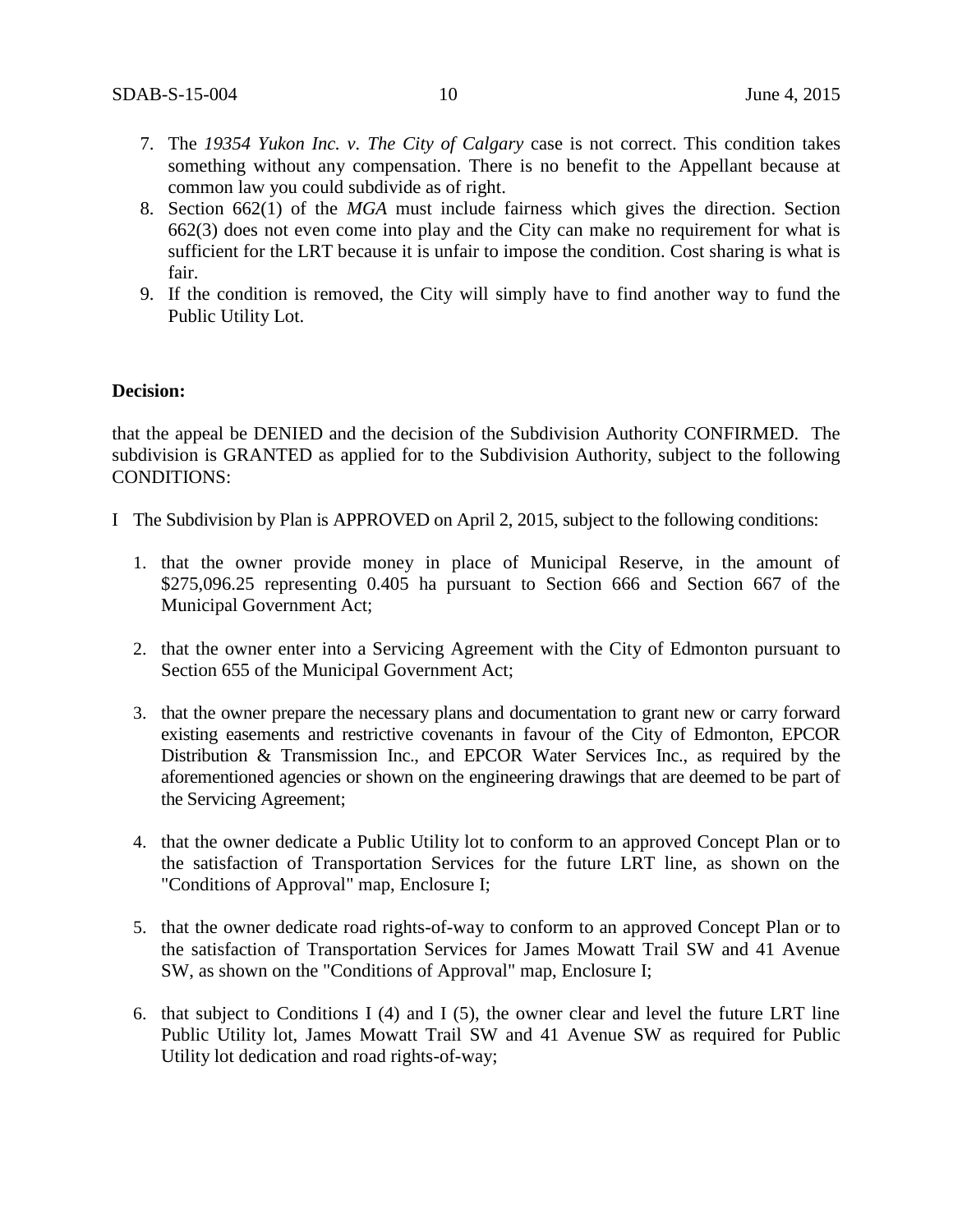7. The *19354 Yukon Inc. v. The City of Calgary* case is not correct. This condition takes something without any compensation. There is no benefit to the Appellant because at common law you could subdivide as of right.
8. Section 662(1) of the *MGA* must include fairness which gives the direction. Section 662(3) does not even come into play and the City can make no requirement for what is sufficient for the LRT because it is unfair to impose the condition. Cost sharing is what is fair.
9. If the condition is removed, the City will simply have to find another way to fund the Public Utility Lot.

**Decision:**

that the appeal be DENIED and the decision of the Subdivision Authority CONFIRMED. The subdivision is GRANTED as applied for to the Subdivision Authority, subject to the following CONDITIONS:

I The Subdivision by Plan is APPROVED on April 2, 2015, subject to the following conditions:

1. that the owner provide money in place of Municipal Reserve, in the amount of $275,096.25 representing 0.405 ha pursuant to Section 666 and Section 667 of the Municipal Government Act;

2. that the owner enter into a Servicing Agreement with the City of Edmonton pursuant to Section 655 of the Municipal Government Act;

3. that the owner prepare the necessary plans and documentation to grant new or carry forward existing easements and restrictive covenants in favour of the City of Edmonton, EPCOR Distribution & Transmission Inc., and EPCOR Water Services Inc., as required by the aforementioned agencies or shown on the engineering drawings that are deemed to be part of the Servicing Agreement;

4. that the owner dedicate a Public Utility lot to conform to an approved Concept Plan or to the satisfaction of Transportation Services for the future LRT line, as shown on the "Conditions of Approval" map, Enclosure I;

5. that the owner dedicate road rights-of-way to conform to an approved Concept Plan or to the satisfaction of Transportation Services for James Mowatt Trail SW and 41 Avenue SW, as shown on the "Conditions of Approval" map, Enclosure I;

6. that subject to Conditions I (4) and I (5), the owner clear and level the future LRT line Public Utility lot, James Mowatt Trail SW and 41 Avenue SW as required for Public Utility lot dedication and road rights-of-way;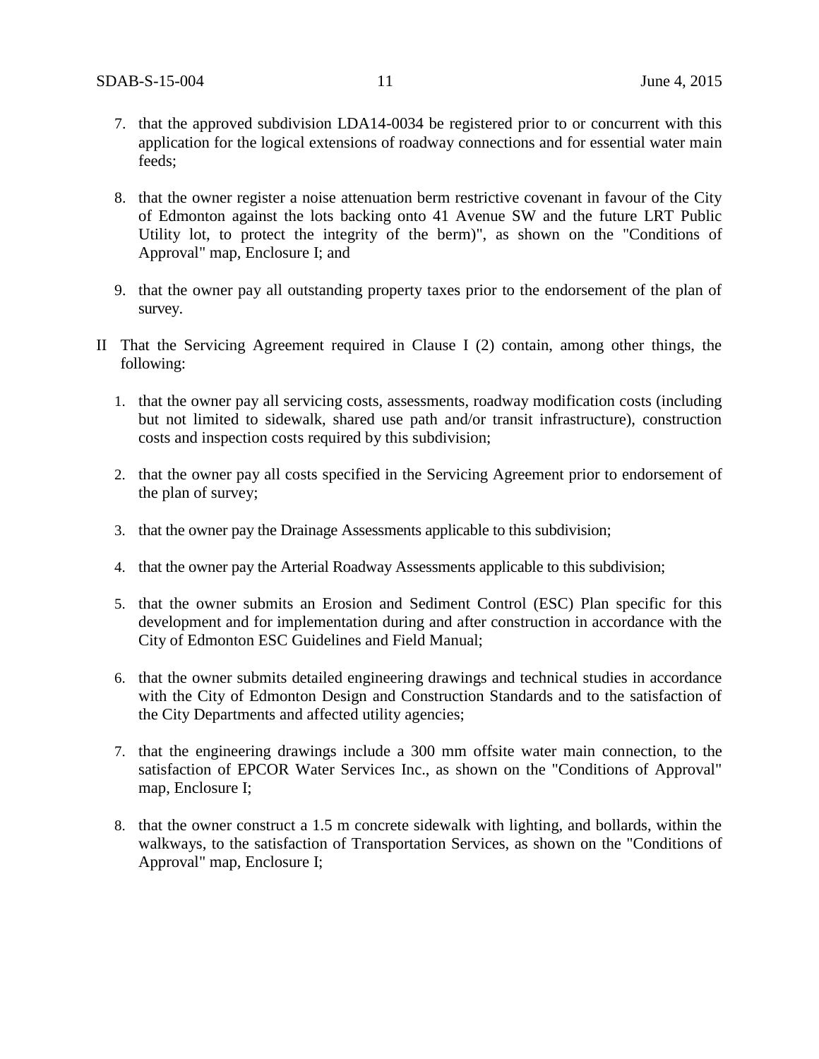7. that the approved subdivision LDA14-0034 be registered prior to or concurrent with this application for the logical extensions of roadway connections and for essential water main feeds;

8. that the owner register a noise attenuation berm restrictive covenant in favour of the City of Edmonton against the lots backing onto 41 Avenue SW and the future LRT Public Utility lot, to protect the integrity of the berm)", as shown on the "Conditions of Approval" map, Enclosure I; and

9. that the owner pay all outstanding property taxes prior to the endorsement of the plan of survey.

II That the Servicing Agreement required in Clause I (2) contain, among other things, the following:

1. that the owner pay all servicing costs, assessments, roadway modification costs (including but not limited to sidewalk, shared use path and/or transit infrastructure), construction costs and inspection costs required by this subdivision;

2. that the owner pay all costs specified in the Servicing Agreement prior to endorsement of the plan of survey;

3. that the owner pay the Drainage Assessments applicable to this subdivision;

4. that the owner pay the Arterial Roadway Assessments applicable to this subdivision;

5. that the owner submits an Erosion and Sediment Control (ESC) Plan specific for this development and for implementation during and after construction in accordance with the City of Edmonton ESC Guidelines and Field Manual;

6. that the owner submits detailed engineering drawings and technical studies in accordance with the City of Edmonton Design and Construction Standards and to the satisfaction of the City Departments and affected utility agencies;

7. that the engineering drawings include a 300 mm offsite water main connection, to the satisfaction of EPCOR Water Services Inc., as shown on the "Conditions of Approval" map, Enclosure I;

8. that the owner construct a 1.5 m concrete sidewalk with lighting, and bollards, within the walkways, to the satisfaction of Transportation Services, as shown on the "Conditions of Approval" map, Enclosure I;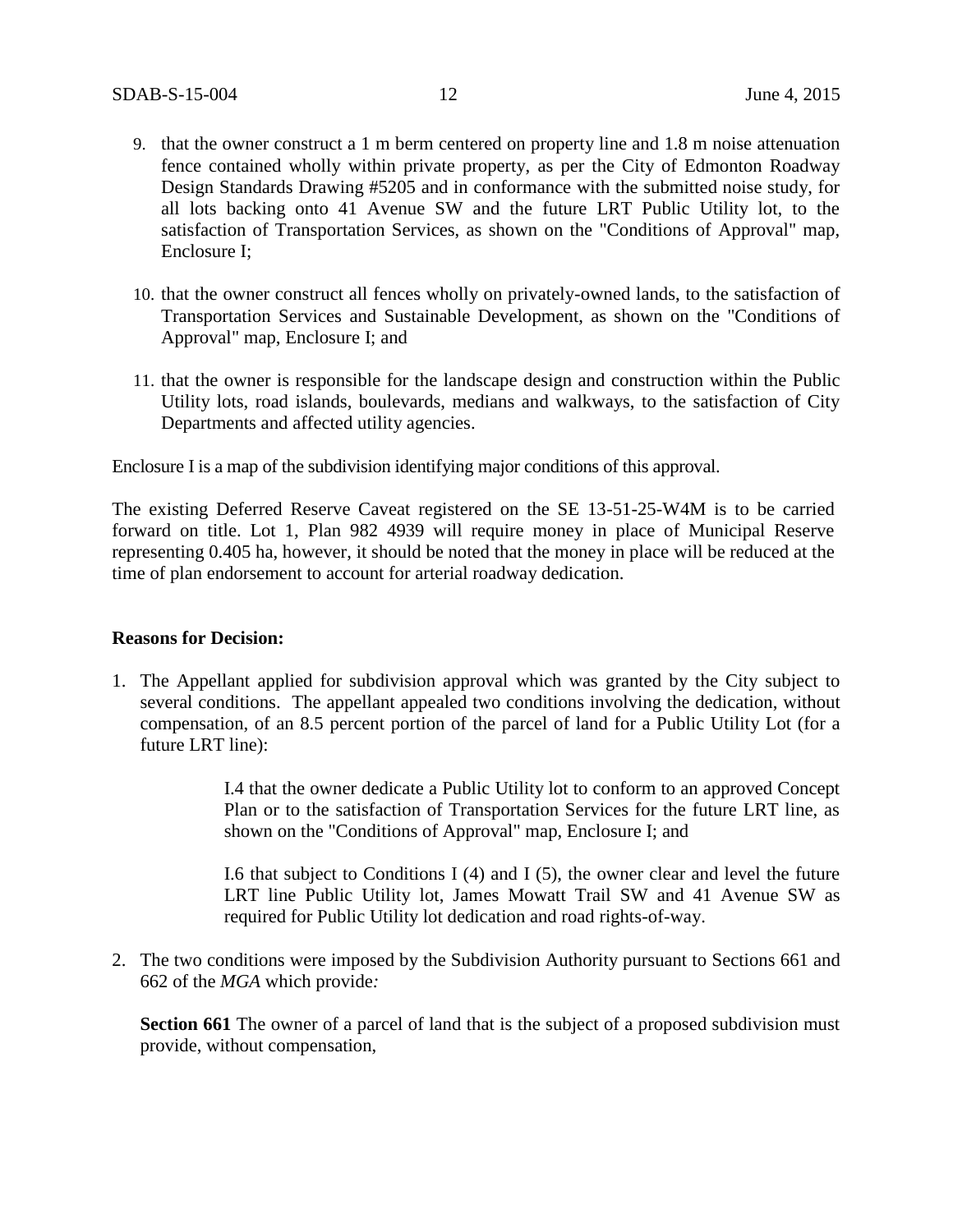9. that the owner construct a 1 m berm centered on property line and 1.8 m noise attenuation fence contained wholly within private property, as per the City of Edmonton Roadway Design Standards Drawing #5205 and in conformance with the submitted noise study, for all lots backing onto 41 Avenue SW and the future LRT Public Utility lot, to the satisfaction of Transportation Services, as shown on the "Conditions of Approval" map, Enclosure I;

10. that the owner construct all fences wholly on privately-owned lands, to the satisfaction of Transportation Services and Sustainable Development, as shown on the "Conditions of Approval" map, Enclosure I; and

11. that the owner is responsible for the landscape design and construction within the Public Utility lots, road islands, boulevards, medians and walkways, to the satisfaction of City Departments and affected utility agencies.

Enclosure I is a map of the subdivision identifying major conditions of this approval.

The existing Deferred Reserve Caveat registered on the SE 13-51-25-W4M is to be carried forward on title. Lot 1, Plan 982 4939 will require money in place of Municipal Reserve representing 0.405 ha, however, it should be noted that the money in place will be reduced at the time of plan endorsement to account for arterial roadway dedication.

**Reasons for Decision:**

1. The Appellant applied for subdivision approval which was granted by the City subject to several conditions. The appellant appealed two conditions involving the dedication, without compensation, of an 8.5 percent portion of the parcel of land for a Public Utility Lot (for a future LRT line):

   > I.4 that the owner dedicate a Public Utility lot to conform to an approved Concept Plan or to the satisfaction of Transportation Services for the future LRT line, as shown on the "Conditions of Approval" map, Enclosure I; and
   >
   > I.6 that subject to Conditions I (4) and I (5), the owner clear and level the future LRT line Public Utility lot, James Mowatt Trail SW and 41 Avenue SW as required for Public Utility lot dedication and road rights-of-way.

2. The two conditions were imposed by the Subdivision Authority pursuant to Sections 661 and 662 of the *MGA* which provide*:*

   **Section 661** The owner of a parcel of land that is the subject of a proposed subdivision must provide, without compensation,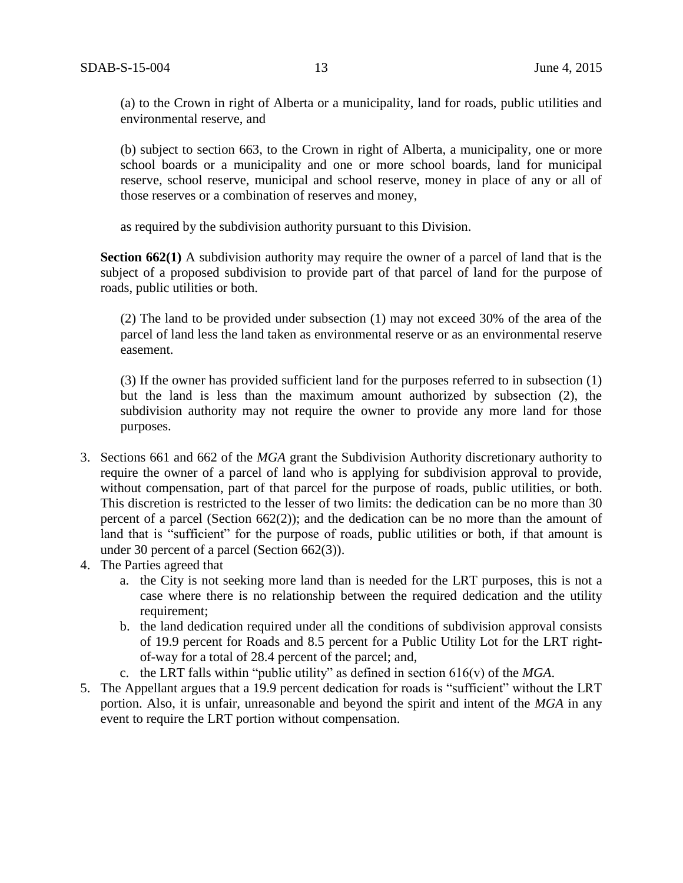(a) to the Crown in right of Alberta or a municipality, land for roads, public utilities and environmental reserve, and

(b) subject to section 663, to the Crown in right of Alberta, a municipality, one or more school boards or a municipality and one or more school boards, land for municipal reserve, school reserve, municipal and school reserve, money in place of any or all of those reserves or a combination of reserves and money,

as required by the subdivision authority pursuant to this Division.

**Section 662(1)** A subdivision authority may require the owner of a parcel of land that is the subject of a proposed subdivision to provide part of that parcel of land for the purpose of roads, public utilities or both.

(2) The land to be provided under subsection (1) may not exceed 30% of the area of the parcel of land less the land taken as environmental reserve or as an environmental reserve easement.

(3) If the owner has provided sufficient land for the purposes referred to in subsection (1) but the land is less than the maximum amount authorized by subsection (2), the subdivision authority may not require the owner to provide any more land for those purposes.

3. Sections 661 and 662 of the *MGA* grant the Subdivision Authority discretionary authority to require the owner of a parcel of land who is applying for subdivision approval to provide, without compensation, part of that parcel for the purpose of roads, public utilities, or both. This discretion is restricted to the lesser of two limits: the dedication can be no more than 30 percent of a parcel (Section 662(2)); and the dedication can be no more than the amount of land that is "sufficient" for the purpose of roads, public utilities or both, if that amount is under 30 percent of a parcel (Section 662(3)).
4. The Parties agreed that
   a. the City is not seeking more land than is needed for the LRT purposes, this is not a case where there is no relationship between the required dedication and the utility requirement;
   b. the land dedication required under all the conditions of subdivision approval consists of 19.9 percent for Roads and 8.5 percent for a Public Utility Lot for the LRT right-of-way for a total of 28.4 percent of the parcel; and,
   c. the LRT falls within "public utility" as defined in section 616(v) of the *MGA*.
5. The Appellant argues that a 19.9 percent dedication for roads is "sufficient" without the LRT portion. Also, it is unfair, unreasonable and beyond the spirit and intent of the *MGA* in any event to require the LRT portion without compensation.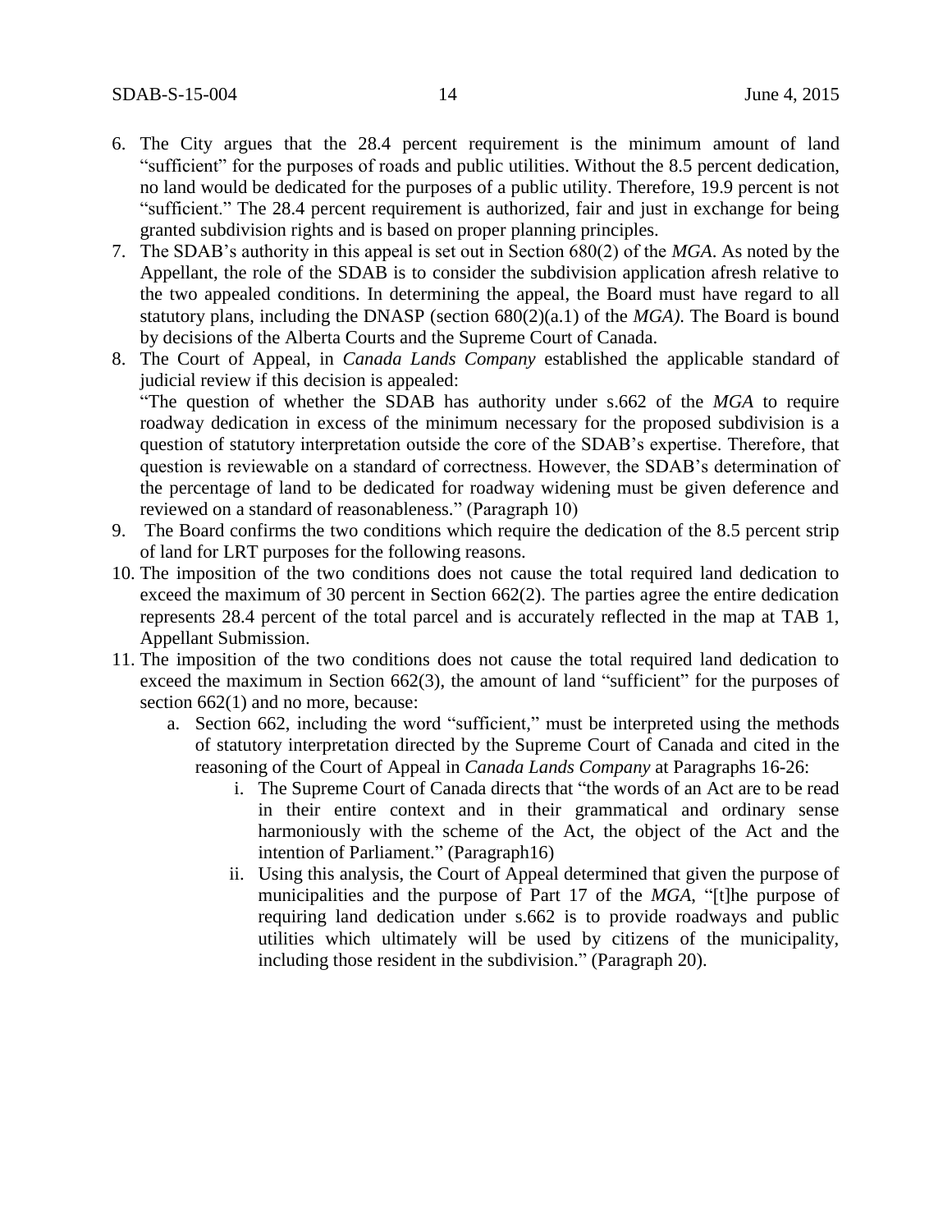6. The City argues that the 28.4 percent requirement is the minimum amount of land "sufficient" for the purposes of roads and public utilities. Without the 8.5 percent dedication, no land would be dedicated for the purposes of a public utility. Therefore, 19.9 percent is not "sufficient." The 28.4 percent requirement is authorized, fair and just in exchange for being granted subdivision rights and is based on proper planning principles.
7. The SDAB's authority in this appeal is set out in Section 680(2) of the *MGA*. As noted by the Appellant, the role of the SDAB is to consider the subdivision application afresh relative to the two appealed conditions. In determining the appeal, the Board must have regard to all statutory plans, including the DNASP (section 680(2)(a.1) of the *MGA)*. The Board is bound by decisions of the Alberta Courts and the Supreme Court of Canada.
8. The Court of Appeal, in *Canada Lands Company* established the applicable standard of judicial review if this decision is appealed:
   "The question of whether the SDAB has authority under s.662 of the *MGA* to require roadway dedication in excess of the minimum necessary for the proposed subdivision is a question of statutory interpretation outside the core of the SDAB's expertise. Therefore, that question is reviewable on a standard of correctness. However, the SDAB's determination of the percentage of land to be dedicated for roadway widening must be given deference and reviewed on a standard of reasonableness." (Paragraph 10)
9. The Board confirms the two conditions which require the dedication of the 8.5 percent strip of land for LRT purposes for the following reasons.
10. The imposition of the two conditions does not cause the total required land dedication to exceed the maximum of 30 percent in Section 662(2). The parties agree the entire dedication represents 28.4 percent of the total parcel and is accurately reflected in the map at TAB 1, Appellant Submission.
11. The imposition of the two conditions does not cause the total required land dedication to exceed the maximum in Section 662(3), the amount of land "sufficient" for the purposes of section 662(1) and no more, because:
    a. Section 662, including the word "sufficient," must be interpreted using the methods of statutory interpretation directed by the Supreme Court of Canada and cited in the reasoning of the Court of Appeal in *Canada Lands Company* at Paragraphs 16-26:
       i. The Supreme Court of Canada directs that "the words of an Act are to be read in their entire context and in their grammatical and ordinary sense harmoniously with the scheme of the Act, the object of the Act and the intention of Parliament." (Paragraph16)
       ii. Using this analysis, the Court of Appeal determined that given the purpose of municipalities and the purpose of Part 17 of the *MGA*, "[t]he purpose of requiring land dedication under s.662 is to provide roadways and public utilities which ultimately will be used by citizens of the municipality, including those resident in the subdivision." (Paragraph 20).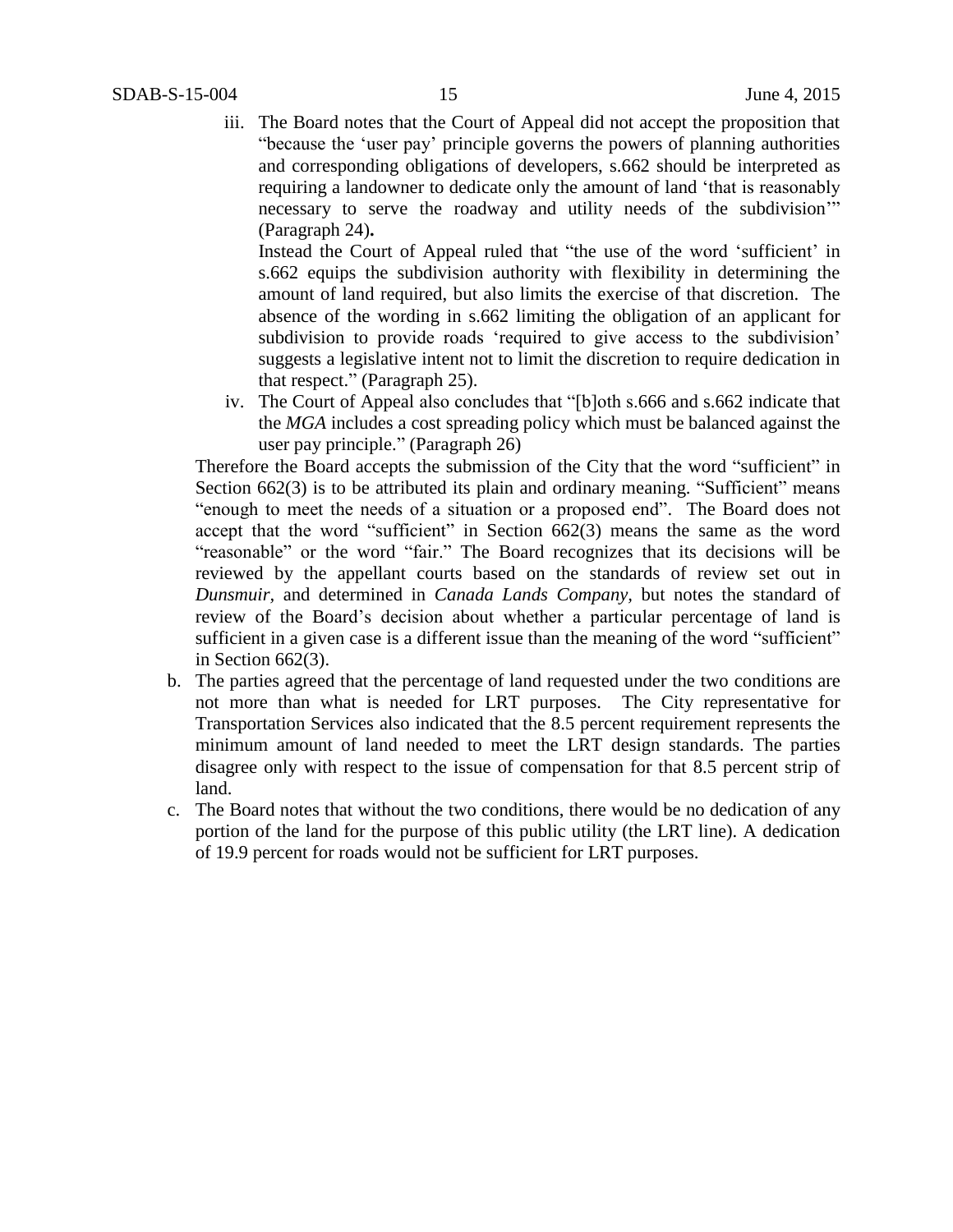iii. The Board notes that the Court of Appeal did not accept the proposition that "because the 'user pay' principle governs the powers of planning authorities and corresponding obligations of developers, s.662 should be interpreted as requiring a landowner to dedicate only the amount of land 'that is reasonably necessary to serve the roadway and utility needs of the subdivision'" (Paragraph 24)**.**

   Instead the Court of Appeal ruled that "the use of the word 'sufficient' in s.662 equips the subdivision authority with flexibility in determining the amount of land required, but also limits the exercise of that discretion. The absence of the wording in s.662 limiting the obligation of an applicant for subdivision to provide roads 'required to give access to the subdivision' suggests a legislative intent not to limit the discretion to require dedication in that respect." (Paragraph 25).

iv. The Court of Appeal also concludes that "[b]oth s.666 and s.662 indicate that the *MGA* includes a cost spreading policy which must be balanced against the user pay principle." (Paragraph 26)

Therefore the Board accepts the submission of the City that the word "sufficient" in Section 662(3) is to be attributed its plain and ordinary meaning. "Sufficient" means "enough to meet the needs of a situation or a proposed end". The Board does not accept that the word "sufficient" in Section 662(3) means the same as the word "reasonable" or the word "fair." The Board recognizes that its decisions will be reviewed by the appellant courts based on the standards of review set out in *Dunsmuir,* and determined in *Canada Lands Company*, but notes the standard of review of the Board's decision about whether a particular percentage of land is sufficient in a given case is a different issue than the meaning of the word "sufficient" in Section 662(3).

b. The parties agreed that the percentage of land requested under the two conditions are not more than what is needed for LRT purposes. The City representative for Transportation Services also indicated that the 8.5 percent requirement represents the minimum amount of land needed to meet the LRT design standards. The parties disagree only with respect to the issue of compensation for that 8.5 percent strip of land.

c. The Board notes that without the two conditions, there would be no dedication of any portion of the land for the purpose of this public utility (the LRT line). A dedication of 19.9 percent for roads would not be sufficient for LRT purposes.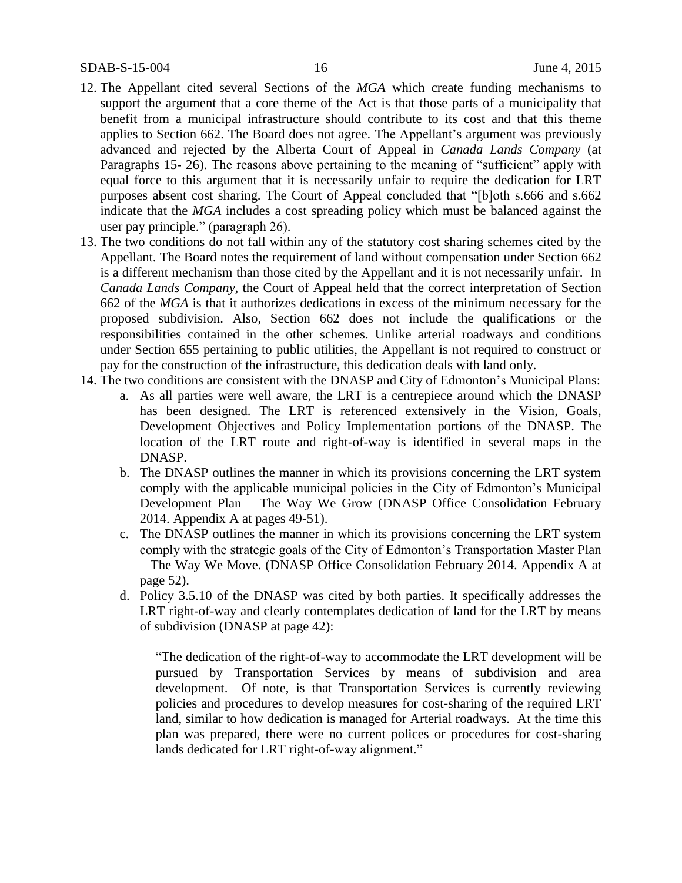12. The Appellant cited several Sections of the *MGA* which create funding mechanisms to support the argument that a core theme of the Act is that those parts of a municipality that benefit from a municipal infrastructure should contribute to its cost and that this theme applies to Section 662. The Board does not agree. The Appellant's argument was previously advanced and rejected by the Alberta Court of Appeal in *Canada Lands Company* (at Paragraphs 15- 26). The reasons above pertaining to the meaning of "sufficient" apply with equal force to this argument that it is necessarily unfair to require the dedication for LRT purposes absent cost sharing. The Court of Appeal concluded that "[b]oth s.666 and s.662 indicate that the *MGA* includes a cost spreading policy which must be balanced against the user pay principle." (paragraph 26).
13. The two conditions do not fall within any of the statutory cost sharing schemes cited by the Appellant. The Board notes the requirement of land without compensation under Section 662 is a different mechanism than those cited by the Appellant and it is not necessarily unfair. In *Canada Lands Company*, the Court of Appeal held that the correct interpretation of Section 662 of the *MGA* is that it authorizes dedications in excess of the minimum necessary for the proposed subdivision. Also, Section 662 does not include the qualifications or the responsibilities contained in the other schemes. Unlike arterial roadways and conditions under Section 655 pertaining to public utilities, the Appellant is not required to construct or pay for the construction of the infrastructure, this dedication deals with land only.
14. The two conditions are consistent with the DNASP and City of Edmonton's Municipal Plans:
    a. As all parties were well aware, the LRT is a centrepiece around which the DNASP has been designed. The LRT is referenced extensively in the Vision, Goals, Development Objectives and Policy Implementation portions of the DNASP. The location of the LRT route and right-of-way is identified in several maps in the DNASP.
    b. The DNASP outlines the manner in which its provisions concerning the LRT system comply with the applicable municipal policies in the City of Edmonton's Municipal Development Plan – The Way We Grow (DNASP Office Consolidation February 2014. Appendix A at pages 49-51).
    c. The DNASP outlines the manner in which its provisions concerning the LRT system comply with the strategic goals of the City of Edmonton's Transportation Master Plan – The Way We Move. (DNASP Office Consolidation February 2014. Appendix A at page 52).
    d. Policy 3.5.10 of the DNASP was cited by both parties. It specifically addresses the LRT right-of-way and clearly contemplates dedication of land for the LRT by means of subdivision (DNASP at page 42):

       "The dedication of the right-of-way to accommodate the LRT development will be pursued by Transportation Services by means of subdivision and area development. Of note, is that Transportation Services is currently reviewing policies and procedures to develop measures for cost-sharing of the required LRT land, similar to how dedication is managed for Arterial roadways. At the time this plan was prepared, there were no current polices or procedures for cost-sharing lands dedicated for LRT right-of-way alignment."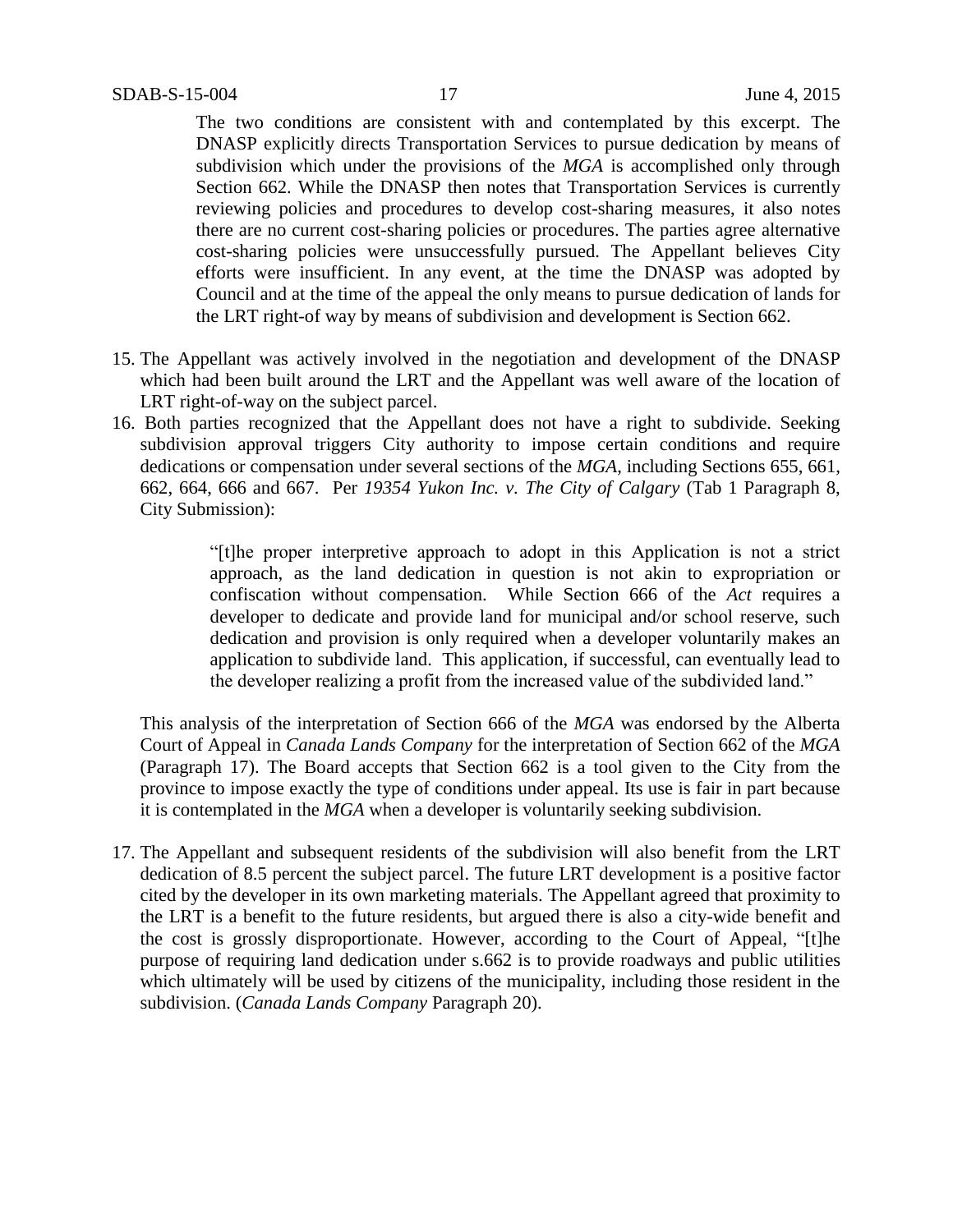The two conditions are consistent with and contemplated by this excerpt. The DNASP explicitly directs Transportation Services to pursue dedication by means of subdivision which under the provisions of the *MGA* is accomplished only through Section 662. While the DNASP then notes that Transportation Services is currently reviewing policies and procedures to develop cost-sharing measures, it also notes there are no current cost-sharing policies or procedures. The parties agree alternative cost-sharing policies were unsuccessfully pursued. The Appellant believes City efforts were insufficient. In any event, at the time the DNASP was adopted by Council and at the time of the appeal the only means to pursue dedication of lands for the LRT right-of way by means of subdivision and development is Section 662.

15. The Appellant was actively involved in the negotiation and development of the DNASP which had been built around the LRT and the Appellant was well aware of the location of LRT right-of-way on the subject parcel.

16. Both parties recognized that the Appellant does not have a right to subdivide. Seeking subdivision approval triggers City authority to impose certain conditions and require dedications or compensation under several sections of the *MGA*, including Sections 655, 661, 662, 664, 666 and 667. Per *19354 Yukon Inc. v. The City of Calgary* (Tab 1 Paragraph 8, City Submission):

    > "[t]he proper interpretive approach to adopt in this Application is not a strict approach, as the land dedication in question is not akin to expropriation or confiscation without compensation. While Section 666 of the *Act* requires a developer to dedicate and provide land for municipal and/or school reserve, such dedication and provision is only required when a developer voluntarily makes an application to subdivide land. This application, if successful, can eventually lead to the developer realizing a profit from the increased value of the subdivided land."

    This analysis of the interpretation of Section 666 of the *MGA* was endorsed by the Alberta Court of Appeal in *Canada Lands Company* for the interpretation of Section 662 of the *MGA* (Paragraph 17). The Board accepts that Section 662 is a tool given to the City from the province to impose exactly the type of conditions under appeal. Its use is fair in part because it is contemplated in the *MGA* when a developer is voluntarily seeking subdivision.

17. The Appellant and subsequent residents of the subdivision will also benefit from the LRT dedication of 8.5 percent the subject parcel. The future LRT development is a positive factor cited by the developer in its own marketing materials. The Appellant agreed that proximity to the LRT is a benefit to the future residents, but argued there is also a city-wide benefit and the cost is grossly disproportionate. However, according to the Court of Appeal, "[t]he purpose of requiring land dedication under s.662 is to provide roadways and public utilities which ultimately will be used by citizens of the municipality, including those resident in the subdivision. (*Canada Lands Company* Paragraph 20).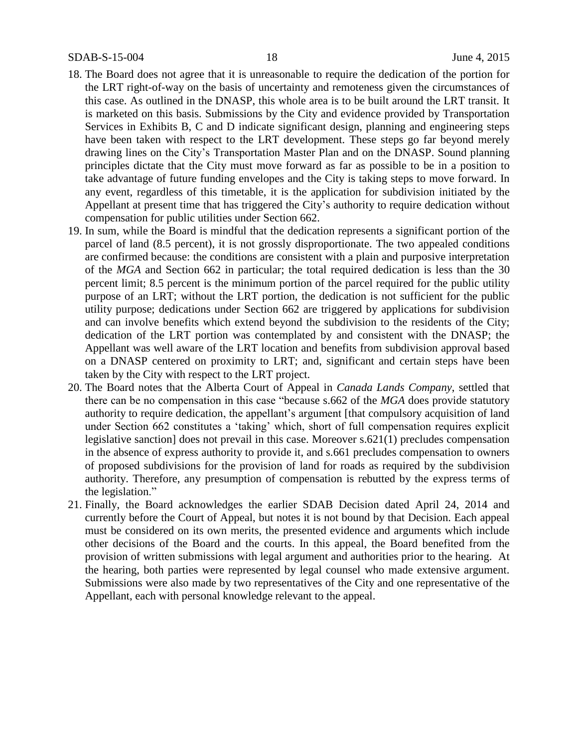18. The Board does not agree that it is unreasonable to require the dedication of the portion for the LRT right-of-way on the basis of uncertainty and remoteness given the circumstances of this case. As outlined in the DNASP, this whole area is to be built around the LRT transit. It is marketed on this basis. Submissions by the City and evidence provided by Transportation Services in Exhibits B, C and D indicate significant design, planning and engineering steps have been taken with respect to the LRT development. These steps go far beyond merely drawing lines on the City's Transportation Master Plan and on the DNASP. Sound planning principles dictate that the City must move forward as far as possible to be in a position to take advantage of future funding envelopes and the City is taking steps to move forward. In any event, regardless of this timetable, it is the application for subdivision initiated by the Appellant at present time that has triggered the City's authority to require dedication without compensation for public utilities under Section 662.
19. In sum, while the Board is mindful that the dedication represents a significant portion of the parcel of land (8.5 percent), it is not grossly disproportionate. The two appealed conditions are confirmed because: the conditions are consistent with a plain and purposive interpretation of the *MGA* and Section 662 in particular; the total required dedication is less than the 30 percent limit; 8.5 percent is the minimum portion of the parcel required for the public utility purpose of an LRT; without the LRT portion, the dedication is not sufficient for the public utility purpose; dedications under Section 662 are triggered by applications for subdivision and can involve benefits which extend beyond the subdivision to the residents of the City; dedication of the LRT portion was contemplated by and consistent with the DNASP; the Appellant was well aware of the LRT location and benefits from subdivision approval based on a DNASP centered on proximity to LRT; and, significant and certain steps have been taken by the City with respect to the LRT project.
20. The Board notes that the Alberta Court of Appeal in *Canada Lands Company*, settled that there can be no compensation in this case "because s.662 of the *MGA* does provide statutory authority to require dedication, the appellant's argument [that compulsory acquisition of land under Section 662 constitutes a 'taking' which, short of full compensation requires explicit legislative sanction] does not prevail in this case. Moreover s.621(1) precludes compensation in the absence of express authority to provide it, and s.661 precludes compensation to owners of proposed subdivisions for the provision of land for roads as required by the subdivision authority. Therefore, any presumption of compensation is rebutted by the express terms of the legislation."
21. Finally, the Board acknowledges the earlier SDAB Decision dated April 24, 2014 and currently before the Court of Appeal, but notes it is not bound by that Decision. Each appeal must be considered on its own merits, the presented evidence and arguments which include other decisions of the Board and the courts. In this appeal, the Board benefited from the provision of written submissions with legal argument and authorities prior to the hearing. At the hearing, both parties were represented by legal counsel who made extensive argument. Submissions were also made by two representatives of the City and one representative of the Appellant, each with personal knowledge relevant to the appeal.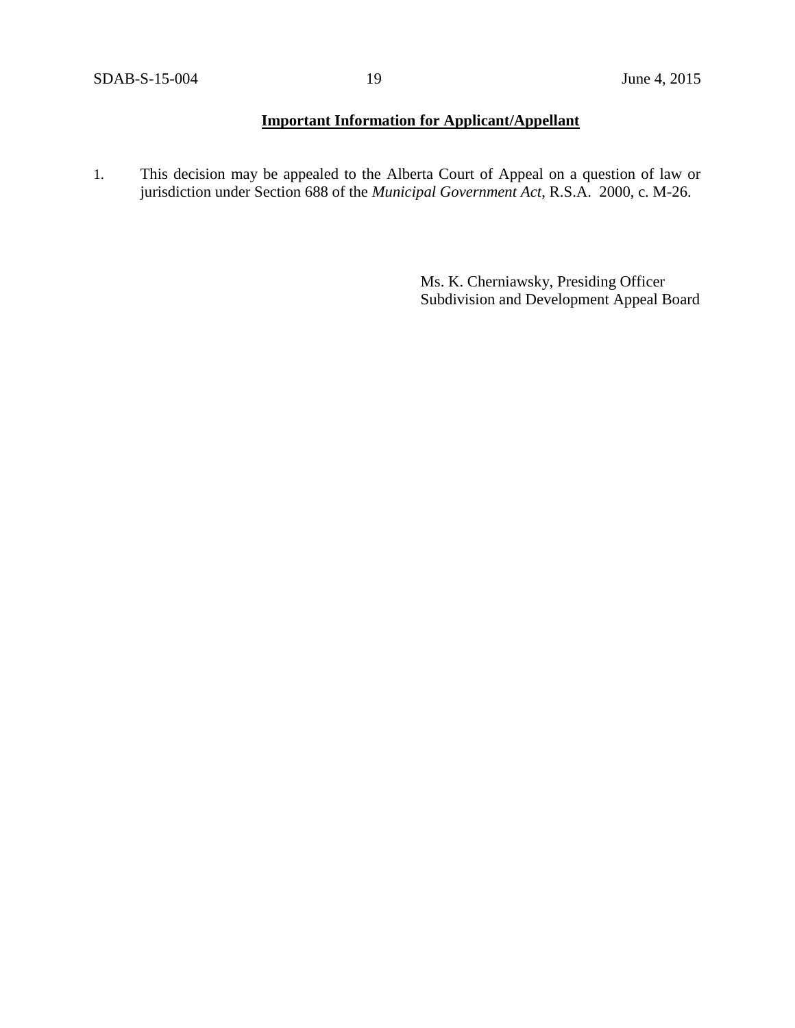**Important Information for Applicant/Appellant**

1. This decision may be appealed to the Alberta Court of Appeal on a question of law or jurisdiction under Section 688 of the *Municipal Government Act*, R.S.A. 2000, c. M-26.

Ms. K. Cherniawsky, Presiding Officer
Subdivision and Development Appeal Board